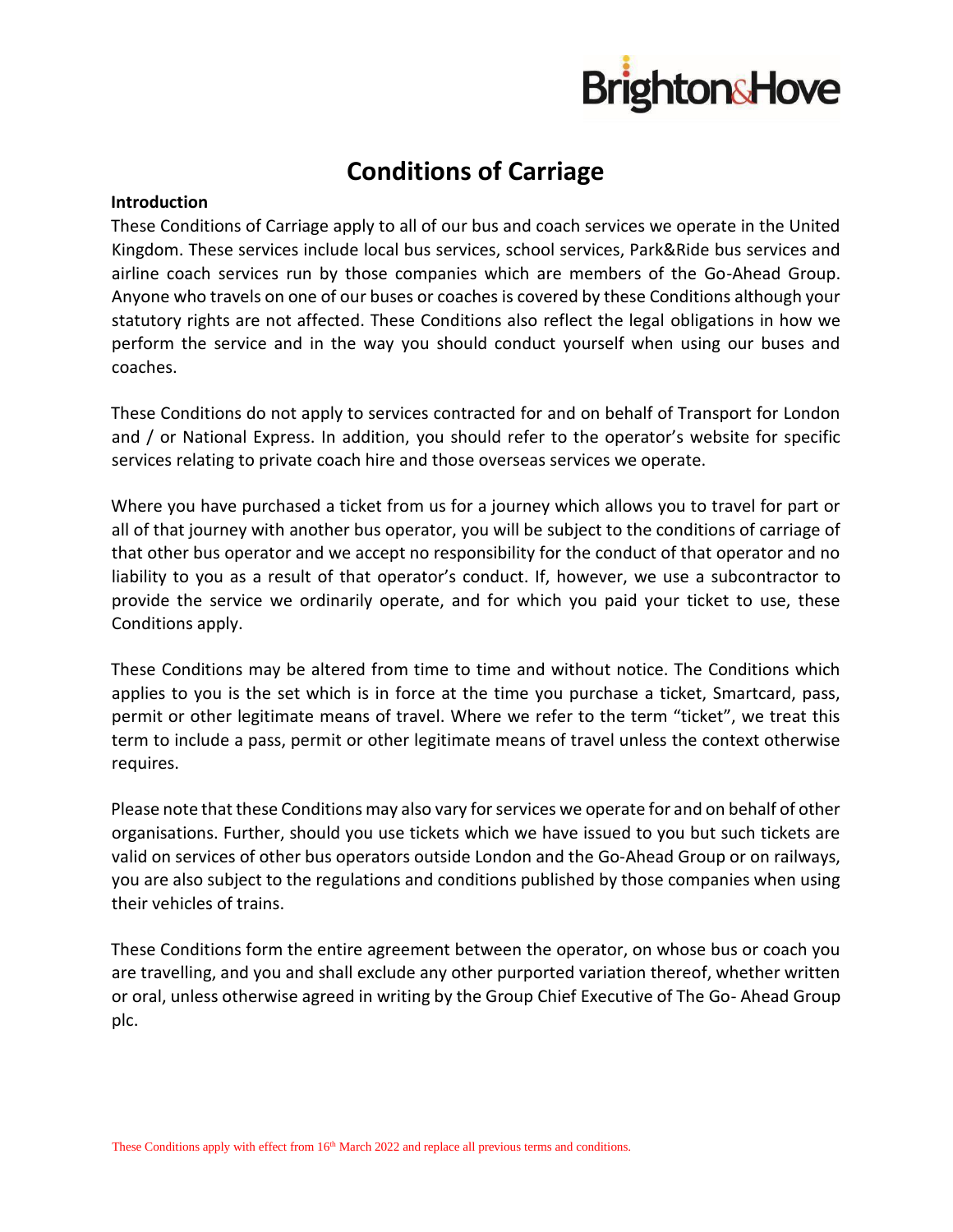Brighton&Hove

# Conditions of Carriage

**Introduction**

These Conditions of Carriage apply to all of our bus and coach services we operate in the United Kingdom. These services include local bus services, school services, Park&Ride bus services and airline coach services run by those companies which are members of the Go-Ahead Group. Anyone who travels on one of our buses or coaches is covered by these Conditions although your statutory rights are not affected. These Conditions also reflect the legal obligations in how we perform the service and in the way you should conduct yourself when using our buses and coaches.

These Conditions do not apply to services contracted for and on behalf of Transport for London and / or National Express. In addition, you should refer to the operator's website for specific services relating to private coach hire and those overseas services we operate.

Where you have purchased a ticket from us for a journey which allows you to travel for part or all of that journey with another bus operator, you will be subject to the conditions of carriage of that other bus operator and we accept no responsibility for the conduct of that operator and no liability to you as a result of that operator's conduct. If, however, we use a subcontractor to provide the service we ordinarily operate, and for which you paid your ticket to use, these Conditions apply.

These Conditions may be altered from time to time and without notice. The Conditions which applies to you is the set which is in force at the time you purchase a ticket, Smartcard, pass, permit or other legitimate means of travel. Where we refer to the term "ticket", we treat this term to include a pass, permit or other legitimate means of travel unless the context otherwise requires.

Please note that these Conditions may also vary for services we operate for and on behalf of other organisations. Further, should you use tickets which we have issued to you but such tickets are valid on services of other bus operators outside London and the Go-Ahead Group or on railways, you are also subject to the regulations and conditions published by those companies when using their vehicles of trains.

These Conditions form the entire agreement between the operator, on whose bus or coach you are travelling, and you and shall exclude any other purported variation thereof, whether written or oral, unless otherwise agreed in writing by the Group Chief Executive of The Go- Ahead Group plc.

These Conditions apply with effect from 16th March 2022 and replace all previous terms and conditions.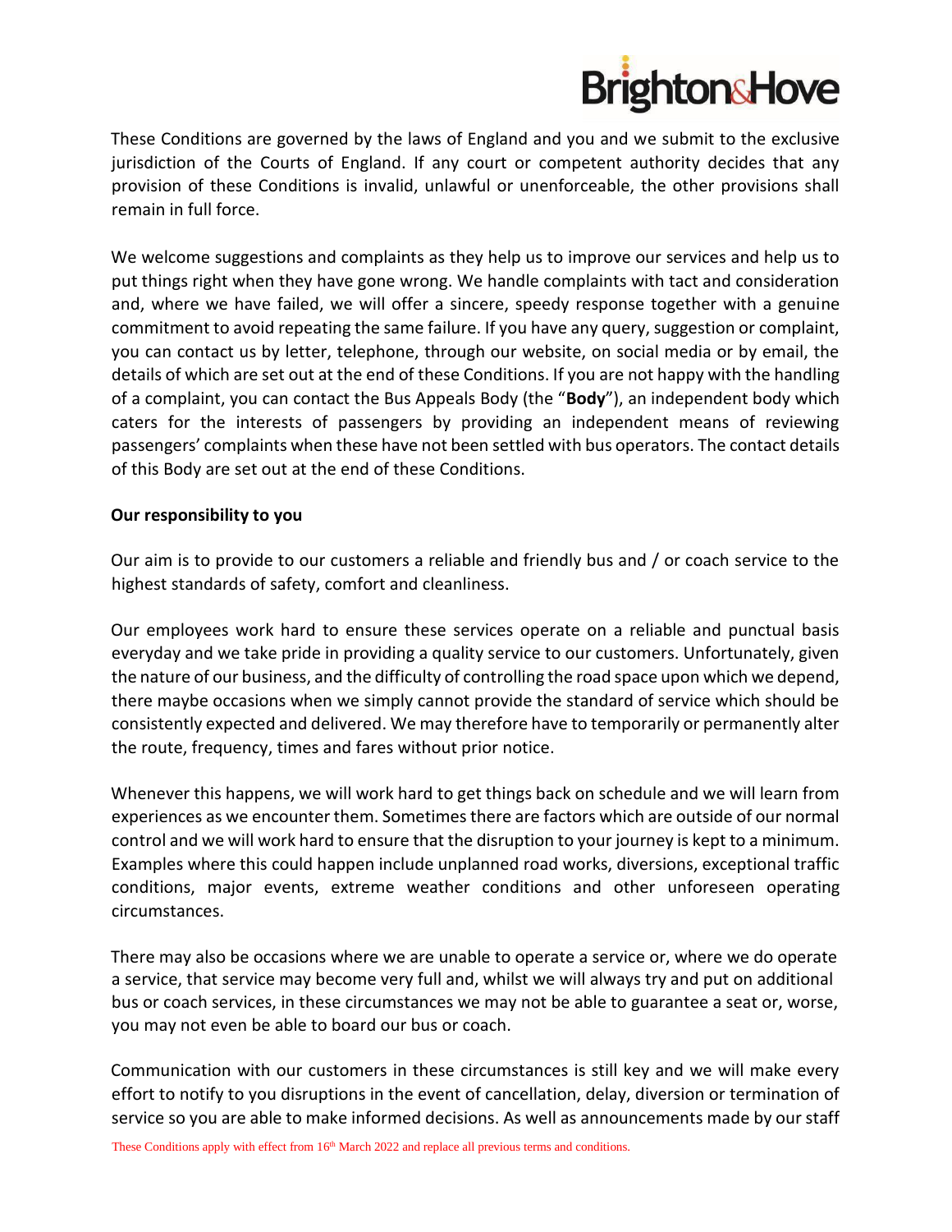These Conditions are governed by the laws of England and you and we submit to the exclusive jurisdiction of the Courts of England. If any court or competent authority decides that any provision of these Conditions is invalid, unlawful or unenforceable, the other provisions shall remain in full force.

We welcome suggestions and complaints as they help us to improve our services and help us to put things right when they have gone wrong. We handle complaints with tact and consideration and, where we have failed, we will offer a sincere, speedy response together with a genuine commitment to avoid repeating the same failure. If you have any query, suggestion or complaint, you can contact us by letter, telephone, through our website, on social media or by email, the details of which are set out at the end of these Conditions. If you are not happy with the handling of a complaint, you can contact the Bus Appeals Body (the "**Body**"), an independent body which caters for the interests of passengers by providing an independent means of reviewing passengers' complaints when these have not been settled with bus operators. The contact details of this Body are set out at the end of these Conditions.

**Our responsibility to you**

Our aim is to provide to our customers a reliable and friendly bus and / or coach service to the highest standards of safety, comfort and cleanliness.

Our employees work hard to ensure these services operate on a reliable and punctual basis everyday and we take pride in providing a quality service to our customers. Unfortunately, given the nature of our business, and the difficulty of controlling the road space upon which we depend, there maybe occasions when we simply cannot provide the standard of service which should be consistently expected and delivered. We may therefore have to temporarily or permanently alter the route, frequency, times and fares without prior notice.

Whenever this happens, we will work hard to get things back on schedule and we will learn from experiences as we encounter them. Sometimes there are factors which are outside of our normal control and we will work hard to ensure that the disruption to your journey is kept to a minimum. Examples where this could happen include unplanned road works, diversions, exceptional traffic conditions, major events, extreme weather conditions and other unforeseen operating circumstances.

There may also be occasions where we are unable to operate a service or, where we do operate a service, that service may become very full and, whilst we will always try and put on additional bus or coach services, in these circumstances we may not be able to guarantee a seat or, worse, you may not even be able to board our bus or coach.

Communication with our customers in these circumstances is still key and we will make every effort to notify to you disruptions in the event of cancellation, delay, diversion or termination of service so you are able to make informed decisions. As well as announcements made by our staff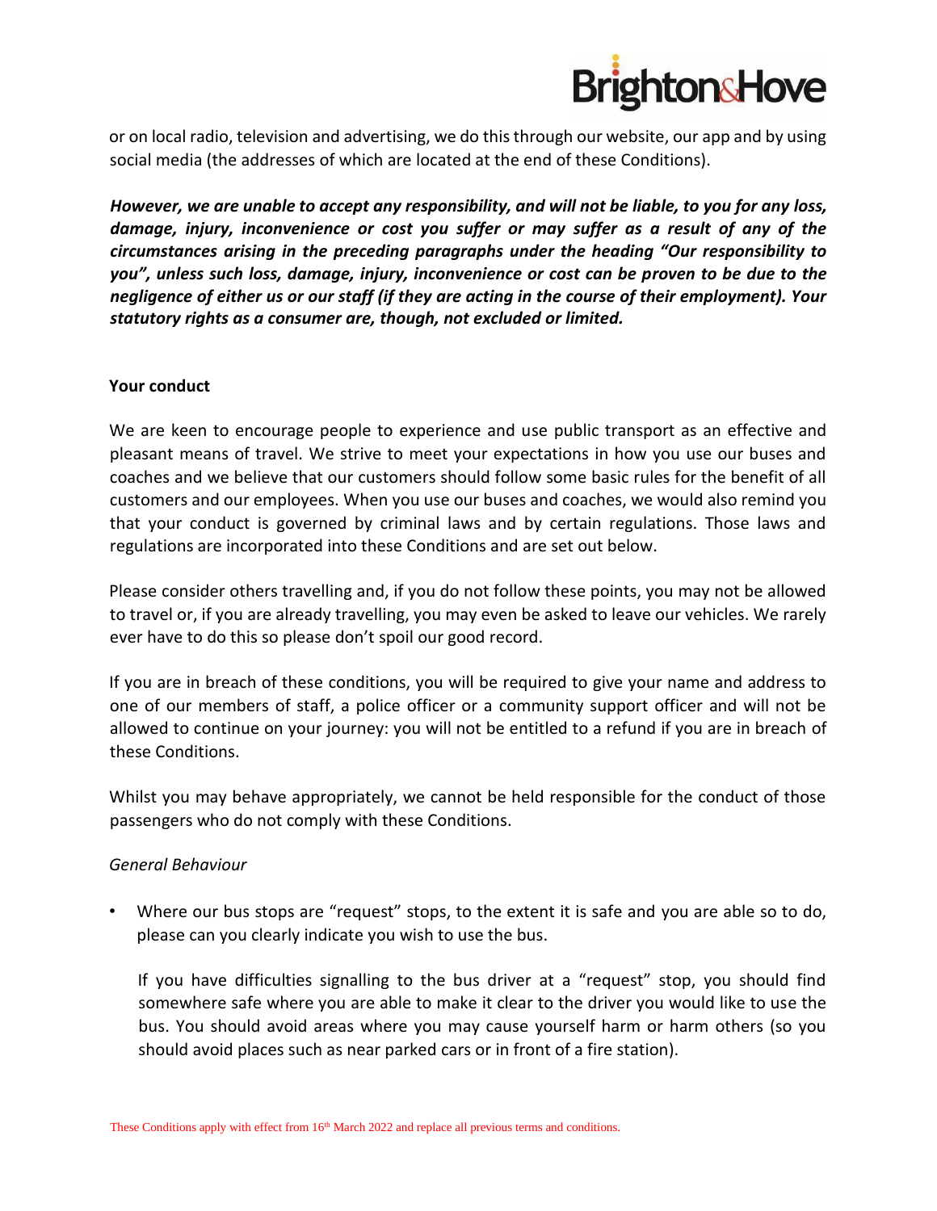or on local radio, television and advertising, we do this through our website, our app and by using social media (the addresses of which are located at the end of these Conditions).

***However, we are unable to accept any responsibility, and will not be liable, to you for any loss, damage, injury, inconvenience or cost you suffer or may suffer as a result of any of the circumstances arising in the preceding paragraphs under the heading "Our responsibility to you", unless such loss, damage, injury, inconvenience or cost can be proven to be due to the negligence of either us or our staff (if they are acting in the course of their employment). Your statutory rights as a consumer are, though, not excluded or limited.***

**Your conduct**

We are keen to encourage people to experience and use public transport as an effective and pleasant means of travel. We strive to meet your expectations in how you use our buses and coaches and we believe that our customers should follow some basic rules for the benefit of all customers and our employees. When you use our buses and coaches, we would also remind you that your conduct is governed by criminal laws and by certain regulations. Those laws and regulations are incorporated into these Conditions and are set out below.

Please consider others travelling and, if you do not follow these points, you may not be allowed to travel or, if you are already travelling, you may even be asked to leave our vehicles. We rarely ever have to do this so please don't spoil our good record.

If you are in breach of these conditions, you will be required to give your name and address to one of our members of staff, a police officer or a community support officer and will not be allowed to continue on your journey: you will not be entitled to a refund if you are in breach of these Conditions.

Whilst you may behave appropriately, we cannot be held responsible for the conduct of those passengers who do not comply with these Conditions.

*General Behaviour*

- Where our bus stops are "request" stops, to the extent it is safe and you are able so to do, please can you clearly indicate you wish to use the bus.

  If you have difficulties signalling to the bus driver at a "request" stop, you should find somewhere safe where you are able to make it clear to the driver you would like to use the bus. You should avoid areas where you may cause yourself harm or harm others (so you should avoid places such as near parked cars or in front of a fire station).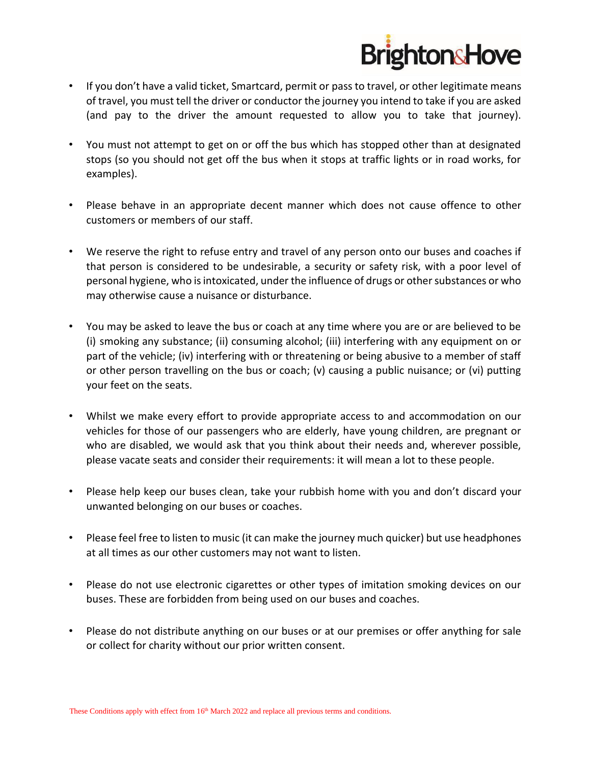- If you don't have a valid ticket, Smartcard, permit or pass to travel, or other legitimate means of travel, you must tell the driver or conductor the journey you intend to take if you are asked (and pay to the driver the amount requested to allow you to take that journey).

- You must not attempt to get on or off the bus which has stopped other than at designated stops (so you should not get off the bus when it stops at traffic lights or in road works, for examples).

- Please behave in an appropriate decent manner which does not cause offence to other customers or members of our staff.

- We reserve the right to refuse entry and travel of any person onto our buses and coaches if that person is considered to be undesirable, a security or safety risk, with a poor level of personal hygiene, who is intoxicated, under the influence of drugs or other substances or who may otherwise cause a nuisance or disturbance.

- You may be asked to leave the bus or coach at any time where you are or are believed to be (i) smoking any substance; (ii) consuming alcohol; (iii) interfering with any equipment on or part of the vehicle; (iv) interfering with or threatening or being abusive to a member of staff or other person travelling on the bus or coach; (v) causing a public nuisance; or (vi) putting your feet on the seats.

- Whilst we make every effort to provide appropriate access to and accommodation on our vehicles for those of our passengers who are elderly, have young children, are pregnant or who are disabled, we would ask that you think about their needs and, wherever possible, please vacate seats and consider their requirements: it will mean a lot to these people.

- Please help keep our buses clean, take your rubbish home with you and don't discard your unwanted belonging on our buses or coaches.

- Please feel free to listen to music (it can make the journey much quicker) but use headphones at all times as our other customers may not want to listen.

- Please do not use electronic cigarettes or other types of imitation smoking devices on our buses. These are forbidden from being used on our buses and coaches.

- Please do not distribute anything on our buses or at our premises or offer anything for sale or collect for charity without our prior written consent.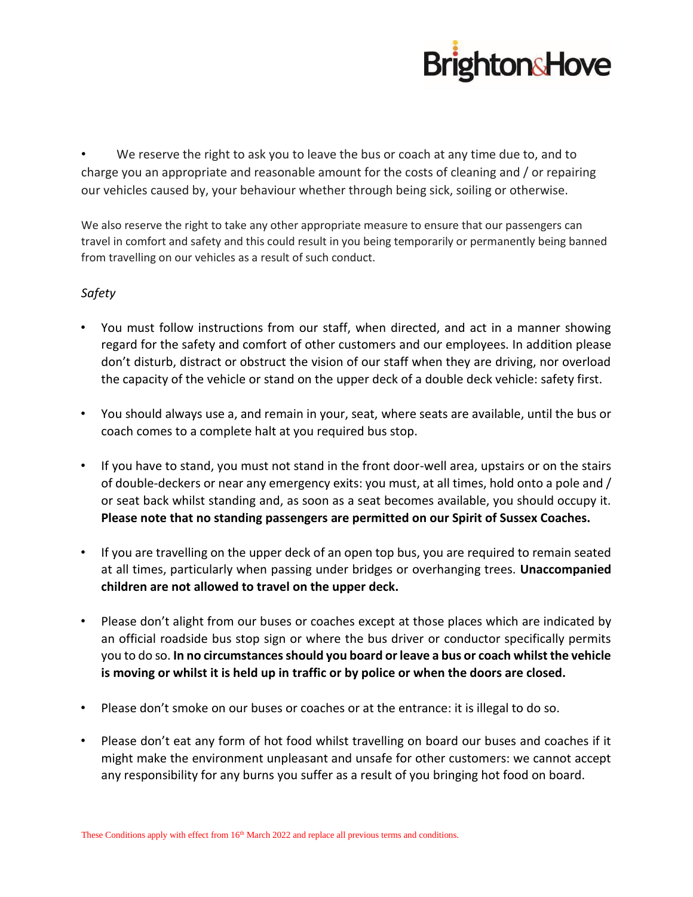- We reserve the right to ask you to leave the bus or coach at any time due to, and to charge you an appropriate and reasonable amount for the costs of cleaning and / or repairing our vehicles caused by, your behaviour whether through being sick, soiling or otherwise.

We also reserve the right to take any other appropriate measure to ensure that our passengers can travel in comfort and safety and this could result in you being temporarily or permanently being banned from travelling on our vehicles as a result of such conduct.

*Safety*

- You must follow instructions from our staff, when directed, and act in a manner showing regard for the safety and comfort of other customers and our employees. In addition please don't disturb, distract or obstruct the vision of our staff when they are driving, nor overload the capacity of the vehicle or stand on the upper deck of a double deck vehicle: safety first.

- You should always use a, and remain in your, seat, where seats are available, until the bus or coach comes to a complete halt at you required bus stop.

- If you have to stand, you must not stand in the front door-well area, upstairs or on the stairs of double-deckers or near any emergency exits: you must, at all times, hold onto a pole and / or seat back whilst standing and, as soon as a seat becomes available, you should occupy it. **Please note that no standing passengers are permitted on our Spirit of Sussex Coaches.**

- If you are travelling on the upper deck of an open top bus, you are required to remain seated at all times, particularly when passing under bridges or overhanging trees. **Unaccompanied children are not allowed to travel on the upper deck.**

- Please don't alight from our buses or coaches except at those places which are indicated by an official roadside bus stop sign or where the bus driver or conductor specifically permits you to do so. **In no circumstances should you board or leave a bus or coach whilst the vehicle is moving or whilst it is held up in traffic or by police or when the doors are closed.**

- Please don't smoke on our buses or coaches or at the entrance: it is illegal to do so.

- Please don't eat any form of hot food whilst travelling on board our buses and coaches if it might make the environment unpleasant and unsafe for other customers: we cannot accept any responsibility for any burns you suffer as a result of you bringing hot food on board.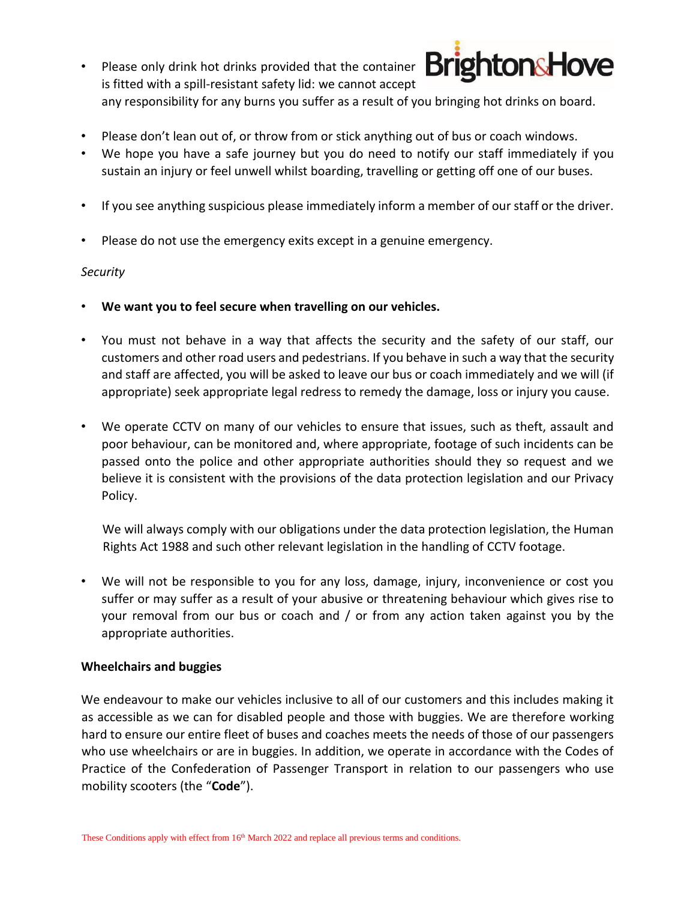- Please only drink hot drinks provided that the container is fitted with a spill-resistant safety lid: we cannot accept any responsibility for any burns you suffer as a result of you bringing hot drinks on board.
- Please don't lean out of, or throw from or stick anything out of bus or coach windows.
- We hope you have a safe journey but you do need to notify our staff immediately if you sustain an injury or feel unwell whilst boarding, travelling or getting off one of our buses.
- If you see anything suspicious please immediately inform a member of our staff or the driver.
- Please do not use the emergency exits except in a genuine emergency.

*Security*

- **We want you to feel secure when travelling on our vehicles.**
- You must not behave in a way that affects the security and the safety of our staff, our customers and other road users and pedestrians. If you behave in such a way that the security and staff are affected, you will be asked to leave our bus or coach immediately and we will (if appropriate) seek appropriate legal redress to remedy the damage, loss or injury you cause.
- We operate CCTV on many of our vehicles to ensure that issues, such as theft, assault and poor behaviour, can be monitored and, where appropriate, footage of such incidents can be passed onto the police and other appropriate authorities should they so request and we believe it is consistent with the provisions of the data protection legislation and our Privacy Policy.

  We will always comply with our obligations under the data protection legislation, the Human Rights Act 1988 and such other relevant legislation in the handling of CCTV footage.

- We will not be responsible to you for any loss, damage, injury, inconvenience or cost you suffer or may suffer as a result of your abusive or threatening behaviour which gives rise to your removal from our bus or coach and / or from any action taken against you by the appropriate authorities.

**Wheelchairs and buggies**

We endeavour to make our vehicles inclusive to all of our customers and this includes making it as accessible as we can for disabled people and those with buggies. We are therefore working hard to ensure our entire fleet of buses and coaches meets the needs of those of our passengers who use wheelchairs or are in buggies. In addition, we operate in accordance with the Codes of Practice of the Confederation of Passenger Transport in relation to our passengers who use mobility scooters (the "**Code**").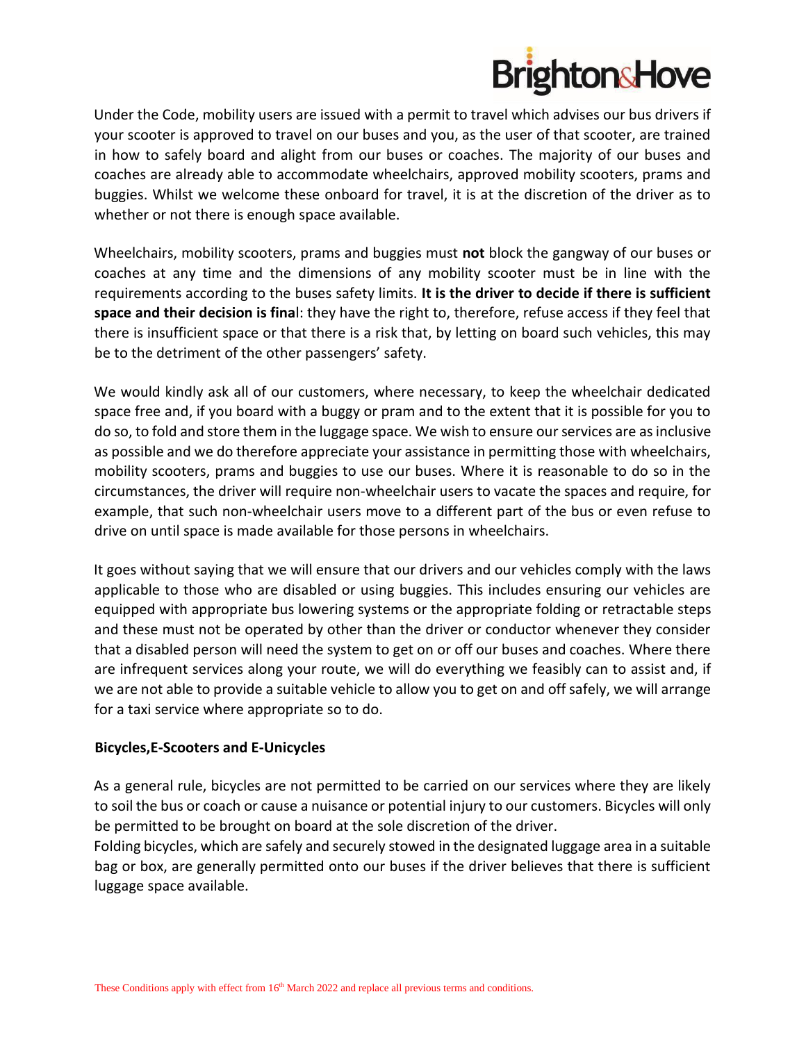Under the Code, mobility users are issued with a permit to travel which advises our bus drivers if your scooter is approved to travel on our buses and you, as the user of that scooter, are trained in how to safely board and alight from our buses or coaches. The majority of our buses and coaches are already able to accommodate wheelchairs, approved mobility scooters, prams and buggies. Whilst we welcome these onboard for travel, it is at the discretion of the driver as to whether or not there is enough space available.

Wheelchairs, mobility scooters, prams and buggies must **not** block the gangway of our buses or coaches at any time and the dimensions of any mobility scooter must be in line with the requirements according to the buses safety limits. **It is the driver to decide if there is sufficient space and their decision is fina**l: they have the right to, therefore, refuse access if they feel that there is insufficient space or that there is a risk that, by letting on board such vehicles, this may be to the detriment of the other passengers' safety.

We would kindly ask all of our customers, where necessary, to keep the wheelchair dedicated space free and, if you board with a buggy or pram and to the extent that it is possible for you to do so, to fold and store them in the luggage space. We wish to ensure our services are as inclusive as possible and we do therefore appreciate your assistance in permitting those with wheelchairs, mobility scooters, prams and buggies to use our buses. Where it is reasonable to do so in the circumstances, the driver will require non-wheelchair users to vacate the spaces and require, for example, that such non-wheelchair users move to a different part of the bus or even refuse to drive on until space is made available for those persons in wheelchairs.

It goes without saying that we will ensure that our drivers and our vehicles comply with the laws applicable to those who are disabled or using buggies. This includes ensuring our vehicles are equipped with appropriate bus lowering systems or the appropriate folding or retractable steps and these must not be operated by other than the driver or conductor whenever they consider that a disabled person will need the system to get on or off our buses and coaches. Where there are infrequent services along your route, we will do everything we feasibly can to assist and, if we are not able to provide a suitable vehicle to allow you to get on and off safely, we will arrange for a taxi service where appropriate so to do.

**Bicycles,E-Scooters and E-Unicycles**

As a general rule, bicycles are not permitted to be carried on our services where they are likely to soil the bus or coach or cause a nuisance or potential injury to our customers. Bicycles will only be permitted to be brought on board at the sole discretion of the driver.
Folding bicycles, which are safely and securely stowed in the designated luggage area in a suitable bag or box, are generally permitted onto our buses if the driver believes that there is sufficient luggage space available.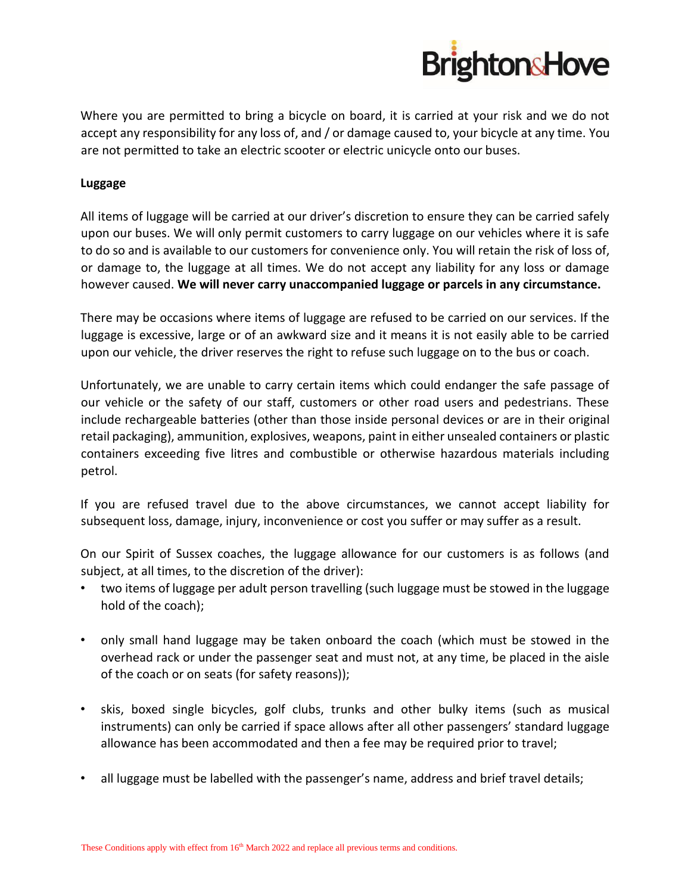Where you are permitted to bring a bicycle on board, it is carried at your risk and we do not accept any responsibility for any loss of, and / or damage caused to, your bicycle at any time. You are not permitted to take an electric scooter or electric unicycle onto our buses.

**Luggage**

All items of luggage will be carried at our driver's discretion to ensure they can be carried safely upon our buses. We will only permit customers to carry luggage on our vehicles where it is safe to do so and is available to our customers for convenience only. You will retain the risk of loss of, or damage to, the luggage at all times. We do not accept any liability for any loss or damage however caused. **We will never carry unaccompanied luggage or parcels in any circumstance.**

There may be occasions where items of luggage are refused to be carried on our services. If the luggage is excessive, large or of an awkward size and it means it is not easily able to be carried upon our vehicle, the driver reserves the right to refuse such luggage on to the bus or coach.

Unfortunately, we are unable to carry certain items which could endanger the safe passage of our vehicle or the safety of our staff, customers or other road users and pedestrians. These include rechargeable batteries (other than those inside personal devices or are in their original retail packaging), ammunition, explosives, weapons, paint in either unsealed containers or plastic containers exceeding five litres and combustible or otherwise hazardous materials including petrol.

If you are refused travel due to the above circumstances, we cannot accept liability for subsequent loss, damage, injury, inconvenience or cost you suffer or may suffer as a result.

On our Spirit of Sussex coaches, the luggage allowance for our customers is as follows (and subject, at all times, to the discretion of the driver):

- two items of luggage per adult person travelling (such luggage must be stowed in the luggage hold of the coach);
- only small hand luggage may be taken onboard the coach (which must be stowed in the overhead rack or under the passenger seat and must not, at any time, be placed in the aisle of the coach or on seats (for safety reasons));
- skis, boxed single bicycles, golf clubs, trunks and other bulky items (such as musical instruments) can only be carried if space allows after all other passengers' standard luggage allowance has been accommodated and then a fee may be required prior to travel;
- all luggage must be labelled with the passenger's name, address and brief travel details;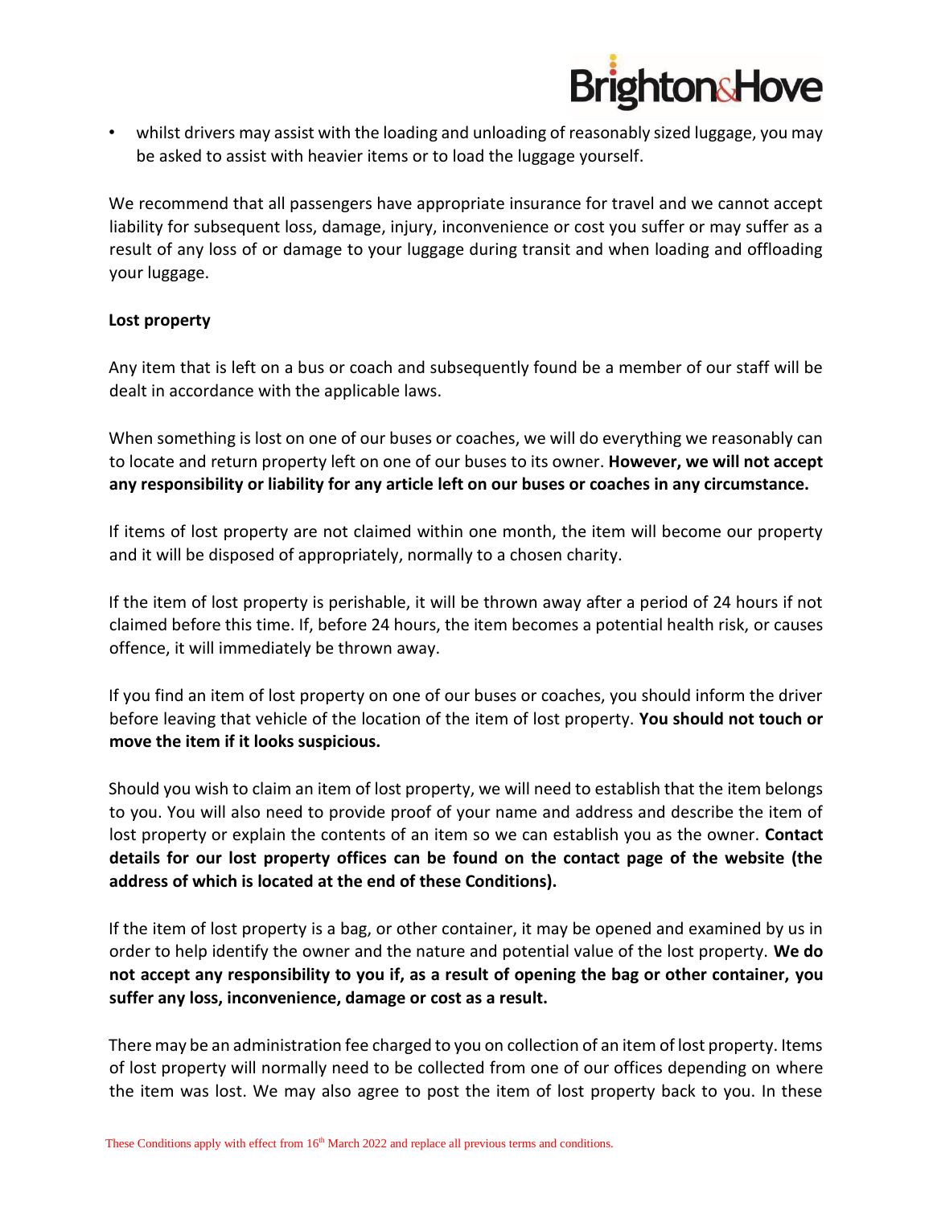- whilst drivers may assist with the loading and unloading of reasonably sized luggage, you may be asked to assist with heavier items or to load the luggage yourself.

We recommend that all passengers have appropriate insurance for travel and we cannot accept liability for subsequent loss, damage, injury, inconvenience or cost you suffer or may suffer as a result of any loss of or damage to your luggage during transit and when loading and offloading your luggage.

**Lost property**

Any item that is left on a bus or coach and subsequently found be a member of our staff will be dealt in accordance with the applicable laws.

When something is lost on one of our buses or coaches, we will do everything we reasonably can to locate and return property left on one of our buses to its owner. **However, we will not accept any responsibility or liability for any article left on our buses or coaches in any circumstance.**

If items of lost property are not claimed within one month, the item will become our property and it will be disposed of appropriately, normally to a chosen charity.

If the item of lost property is perishable, it will be thrown away after a period of 24 hours if not claimed before this time. If, before 24 hours, the item becomes a potential health risk, or causes offence, it will immediately be thrown away.

If you find an item of lost property on one of our buses or coaches, you should inform the driver before leaving that vehicle of the location of the item of lost property. **You should not touch or move the item if it looks suspicious.**

Should you wish to claim an item of lost property, we will need to establish that the item belongs to you. You will also need to provide proof of your name and address and describe the item of lost property or explain the contents of an item so we can establish you as the owner. **Contact details for our lost property offices can be found on the contact page of the website (the address of which is located at the end of these Conditions).**

If the item of lost property is a bag, or other container, it may be opened and examined by us in order to help identify the owner and the nature and potential value of the lost property. **We do not accept any responsibility to you if, as a result of opening the bag or other container, you suffer any loss, inconvenience, damage or cost as a result.**

There may be an administration fee charged to you on collection of an item of lost property. Items of lost property will normally need to be collected from one of our offices depending on where the item was lost. We may also agree to post the item of lost property back to you. In these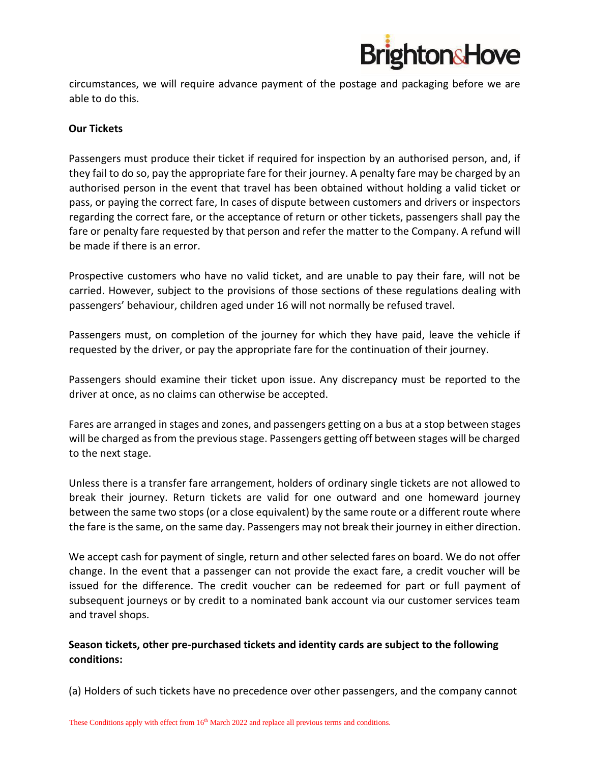circumstances, we will require advance payment of the postage and packaging before we are able to do this.

**Our Tickets**

Passengers must produce their ticket if required for inspection by an authorised person, and, if they fail to do so, pay the appropriate fare for their journey. A penalty fare may be charged by an authorised person in the event that travel has been obtained without holding a valid ticket or pass, or paying the correct fare, In cases of dispute between customers and drivers or inspectors regarding the correct fare, or the acceptance of return or other tickets, passengers shall pay the fare or penalty fare requested by that person and refer the matter to the Company. A refund will be made if there is an error.

Prospective customers who have no valid ticket, and are unable to pay their fare, will not be carried. However, subject to the provisions of those sections of these regulations dealing with passengers' behaviour, children aged under 16 will not normally be refused travel.

Passengers must, on completion of the journey for which they have paid, leave the vehicle if requested by the driver, or pay the appropriate fare for the continuation of their journey.

Passengers should examine their ticket upon issue. Any discrepancy must be reported to the driver at once, as no claims can otherwise be accepted.

Fares are arranged in stages and zones, and passengers getting on a bus at a stop between stages will be charged as from the previous stage. Passengers getting off between stages will be charged to the next stage.

Unless there is a transfer fare arrangement, holders of ordinary single tickets are not allowed to break their journey. Return tickets are valid for one outward and one homeward journey between the same two stops (or a close equivalent) by the same route or a different route where the fare is the same, on the same day. Passengers may not break their journey in either direction.

We accept cash for payment of single, return and other selected fares on board. We do not offer change. In the event that a passenger can not provide the exact fare, a credit voucher will be issued for the difference. The credit voucher can be redeemed for part or full payment of subsequent journeys or by credit to a nominated bank account via our customer services team and travel shops.

**Season tickets, other pre-purchased tickets and identity cards are subject to the following conditions:**

(a) Holders of such tickets have no precedence over other passengers, and the company cannot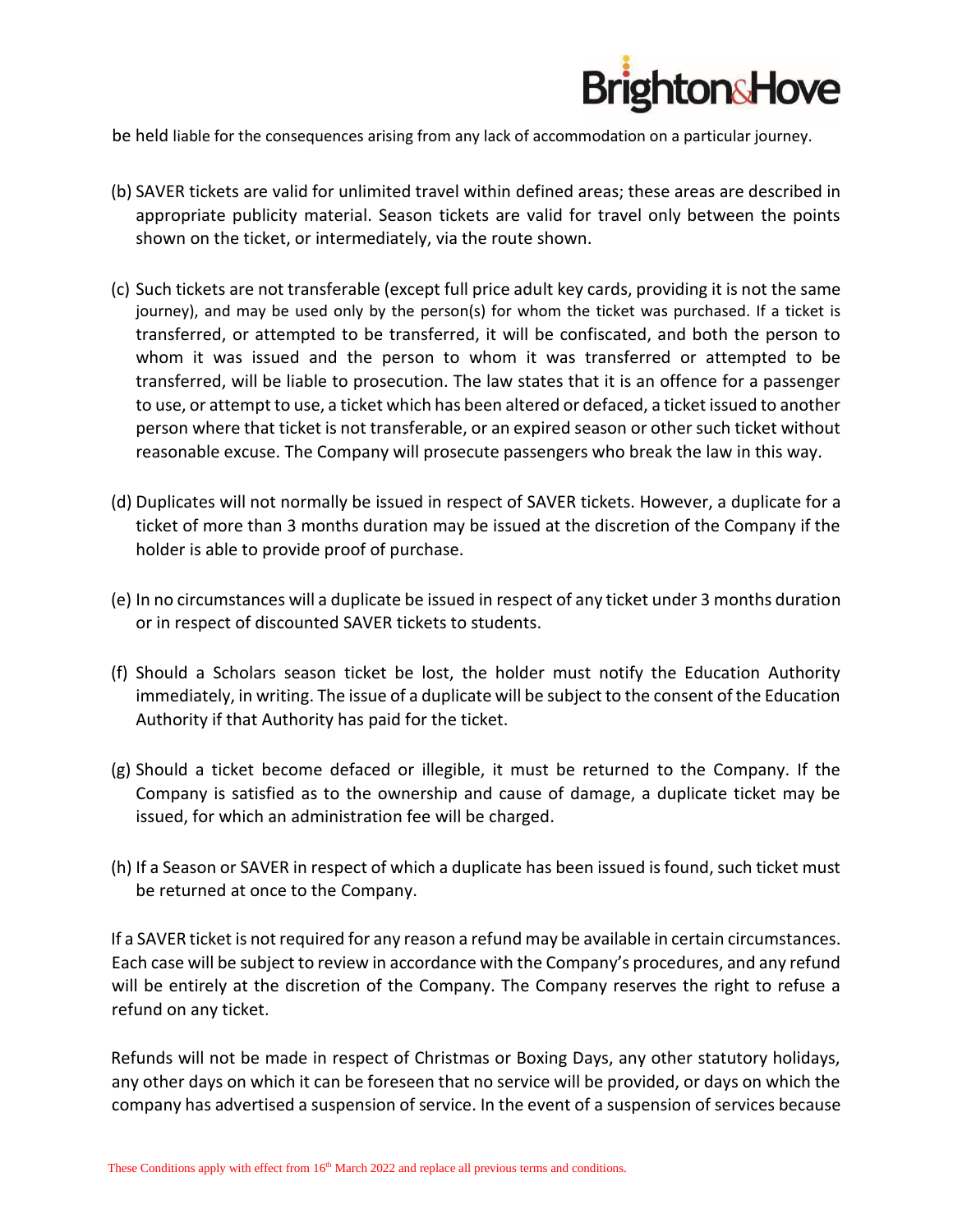be held liable for the consequences arising from any lack of accommodation on a particular journey.

(b) SAVER tickets are valid for unlimited travel within defined areas; these areas are described in appropriate publicity material. Season tickets are valid for travel only between the points shown on the ticket, or intermediately, via the route shown.

(c) Such tickets are not transferable (except full price adult key cards, providing it is not the same journey), and may be used only by the person(s) for whom the ticket was purchased. If a ticket is transferred, or attempted to be transferred, it will be confiscated, and both the person to whom it was issued and the person to whom it was transferred or attempted to be transferred, will be liable to prosecution. The law states that it is an offence for a passenger to use, or attempt to use, a ticket which has been altered or defaced, a ticket issued to another person where that ticket is not transferable, or an expired season or other such ticket without reasonable excuse. The Company will prosecute passengers who break the law in this way.

(d) Duplicates will not normally be issued in respect of SAVER tickets. However, a duplicate for a ticket of more than 3 months duration may be issued at the discretion of the Company if the holder is able to provide proof of purchase.

(e) In no circumstances will a duplicate be issued in respect of any ticket under 3 months duration or in respect of discounted SAVER tickets to students.

(f) Should a Scholars season ticket be lost, the holder must notify the Education Authority immediately, in writing. The issue of a duplicate will be subject to the consent of the Education Authority if that Authority has paid for the ticket.

(g) Should a ticket become defaced or illegible, it must be returned to the Company. If the Company is satisfied as to the ownership and cause of damage, a duplicate ticket may be issued, for which an administration fee will be charged.

(h) If a Season or SAVER in respect of which a duplicate has been issued is found, such ticket must be returned at once to the Company.

If a SAVER ticket is not required for any reason a refund may be available in certain circumstances. Each case will be subject to review in accordance with the Company's procedures, and any refund will be entirely at the discretion of the Company. The Company reserves the right to refuse a refund on any ticket.

Refunds will not be made in respect of Christmas or Boxing Days, any other statutory holidays, any other days on which it can be foreseen that no service will be provided, or days on which the company has advertised a suspension of service. In the event of a suspension of services because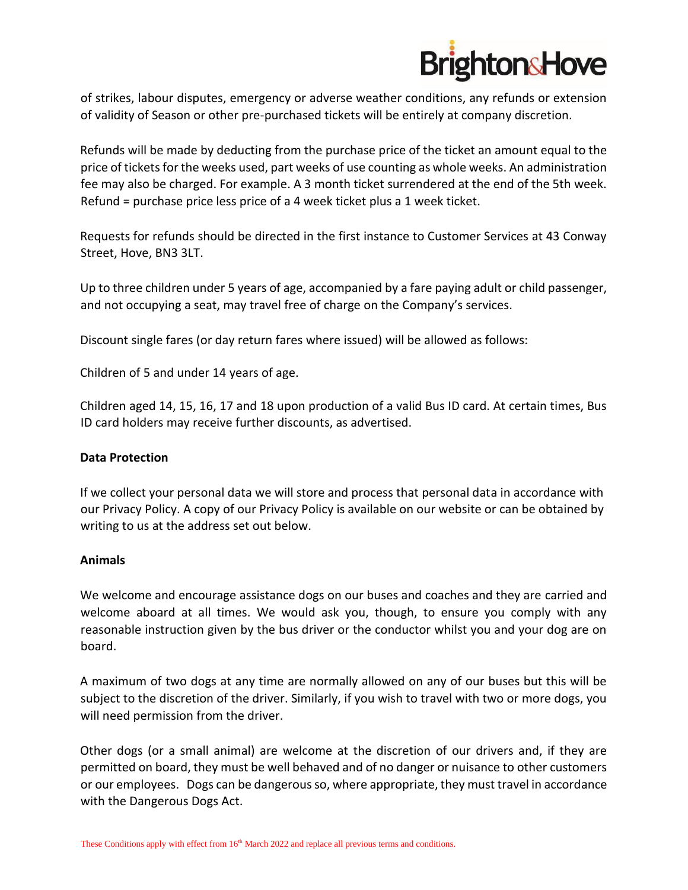of strikes, labour disputes, emergency or adverse weather conditions, any refunds or extension of validity of Season or other pre-purchased tickets will be entirely at company discretion.

Refunds will be made by deducting from the purchase price of the ticket an amount equal to the price of tickets for the weeks used, part weeks of use counting as whole weeks. An administration fee may also be charged. For example. A 3 month ticket surrendered at the end of the 5th week. Refund = purchase price less price of a 4 week ticket plus a 1 week ticket.

Requests for refunds should be directed in the first instance to Customer Services at 43 Conway Street, Hove, BN3 3LT.

Up to three children under 5 years of age, accompanied by a fare paying adult or child passenger, and not occupying a seat, may travel free of charge on the Company's services.

Discount single fares (or day return fares where issued) will be allowed as follows:

Children of 5 and under 14 years of age.

Children aged 14, 15, 16, 17 and 18 upon production of a valid Bus ID card. At certain times, Bus ID card holders may receive further discounts, as advertised.

**Data Protection**

If we collect your personal data we will store and process that personal data in accordance with our Privacy Policy. A copy of our Privacy Policy is available on our website or can be obtained by writing to us at the address set out below.

**Animals**

We welcome and encourage assistance dogs on our buses and coaches and they are carried and welcome aboard at all times. We would ask you, though, to ensure you comply with any reasonable instruction given by the bus driver or the conductor whilst you and your dog are on board.

A maximum of two dogs at any time are normally allowed on any of our buses but this will be subject to the discretion of the driver. Similarly, if you wish to travel with two or more dogs, you will need permission from the driver.

Other dogs (or a small animal) are welcome at the discretion of our drivers and, if they are permitted on board, they must be well behaved and of no danger or nuisance to other customers or our employees. Dogs can be dangerous so, where appropriate, they must travel in accordance with the Dangerous Dogs Act.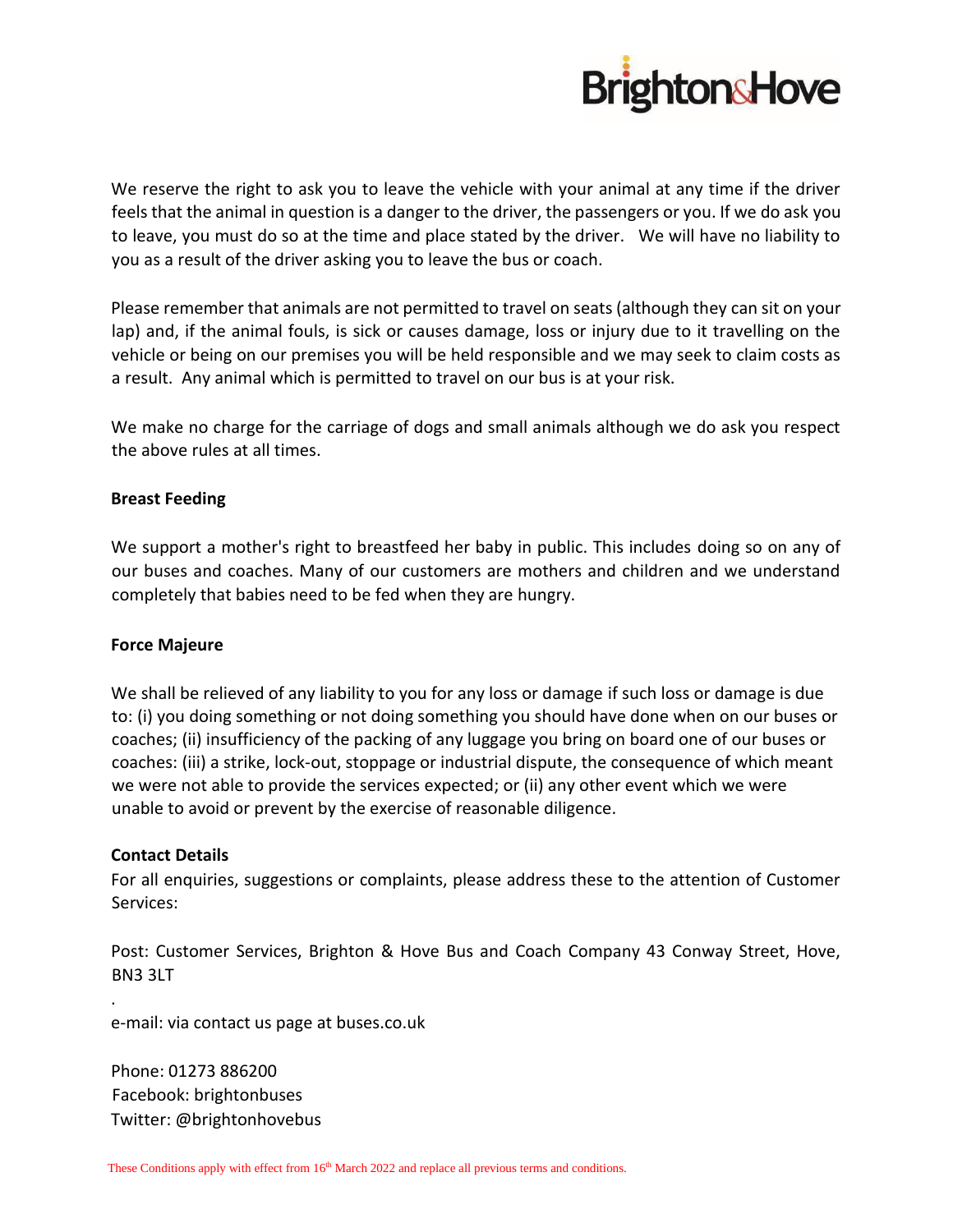We reserve the right to ask you to leave the vehicle with your animal at any time if the driver feels that the animal in question is a danger to the driver, the passengers or you. If we do ask you to leave, you must do so at the time and place stated by the driver. We will have no liability to you as a result of the driver asking you to leave the bus or coach.

Please remember that animals are not permitted to travel on seats (although they can sit on your lap) and, if the animal fouls, is sick or causes damage, loss or injury due to it travelling on the vehicle or being on our premises you will be held responsible and we may seek to claim costs as a result. Any animal which is permitted to travel on our bus is at your risk.

We make no charge for the carriage of dogs and small animals although we do ask you respect the above rules at all times.

**Breast Feeding**

We support a mother's right to breastfeed her baby in public. This includes doing so on any of our buses and coaches. Many of our customers are mothers and children and we understand completely that babies need to be fed when they are hungry.

**Force Majeure**

We shall be relieved of any liability to you for any loss or damage if such loss or damage is due to: (i) you doing something or not doing something you should have done when on our buses or coaches; (ii) insufficiency of the packing of any luggage you bring on board one of our buses or coaches: (iii) a strike, lock-out, stoppage or industrial dispute, the consequence of which meant we were not able to provide the services expected; or (ii) any other event which we were unable to avoid or prevent by the exercise of reasonable diligence.

**Contact Details**

For all enquiries, suggestions or complaints, please address these to the attention of Customer Services:

Post: Customer Services, Brighton & Hove Bus and Coach Company 43 Conway Street, Hove, BN3 3LT

.

e-mail: via contact us page at buses.co.uk

Phone: 01273 886200
Facebook: brightonbuses
Twitter: @brightonhovebus

These Conditions apply with effect from 16th March 2022 and replace all previous terms and conditions.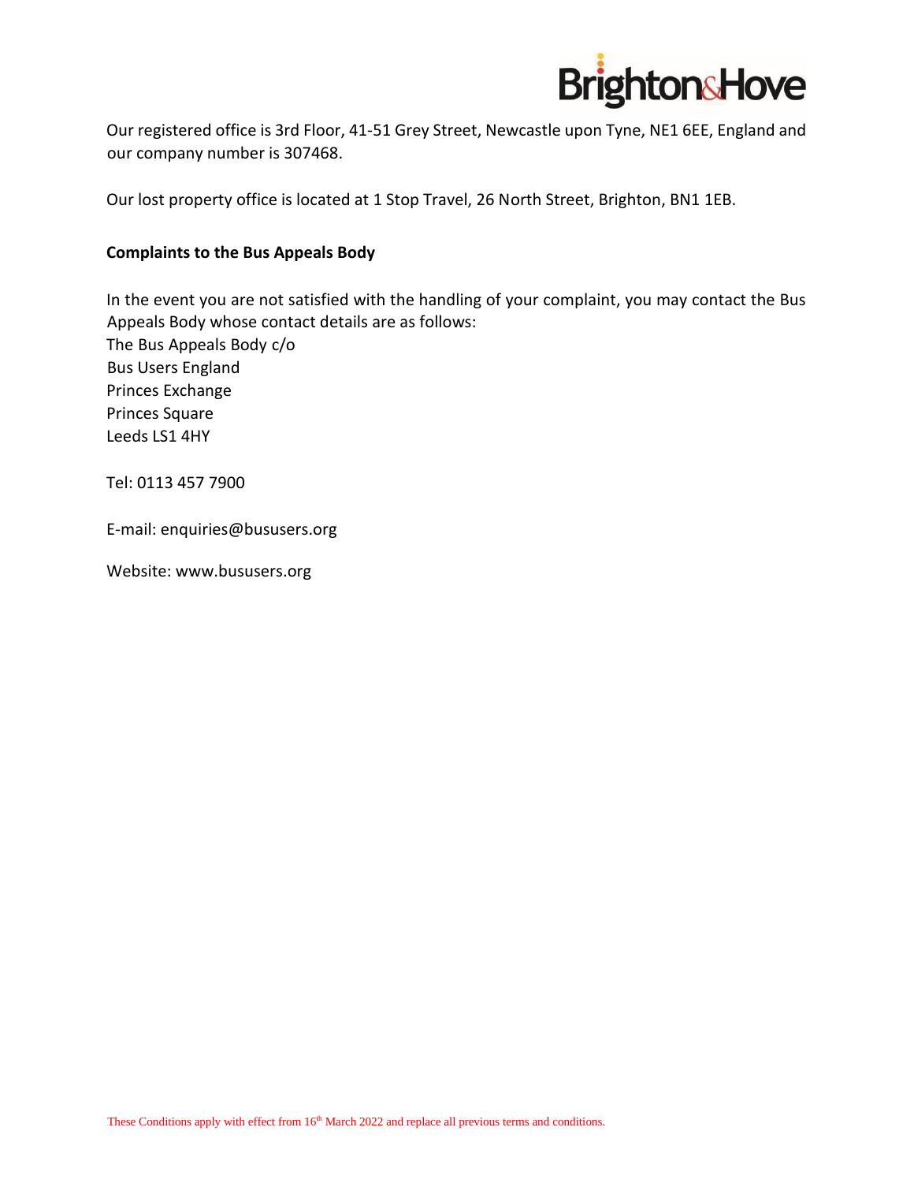Our registered office is 3rd Floor, 41-51 Grey Street, Newcastle upon Tyne, NE1 6EE, England and our company number is 307468.

Our lost property office is located at 1 Stop Travel, 26 North Street, Brighton, BN1 1EB.

**Complaints to the Bus Appeals Body**

In the event you are not satisfied with the handling of your complaint, you may contact the Bus Appeals Body whose contact details are as follows:

The Bus Appeals Body c/o
Bus Users England
Princes Exchange
Princes Square
Leeds LS1 4HY

Tel: 0113 457 7900

E-mail: enquiries@bususers.org

Website: www.bususers.org

These Conditions apply with effect from 16th March 2022 and replace all previous terms and conditions.